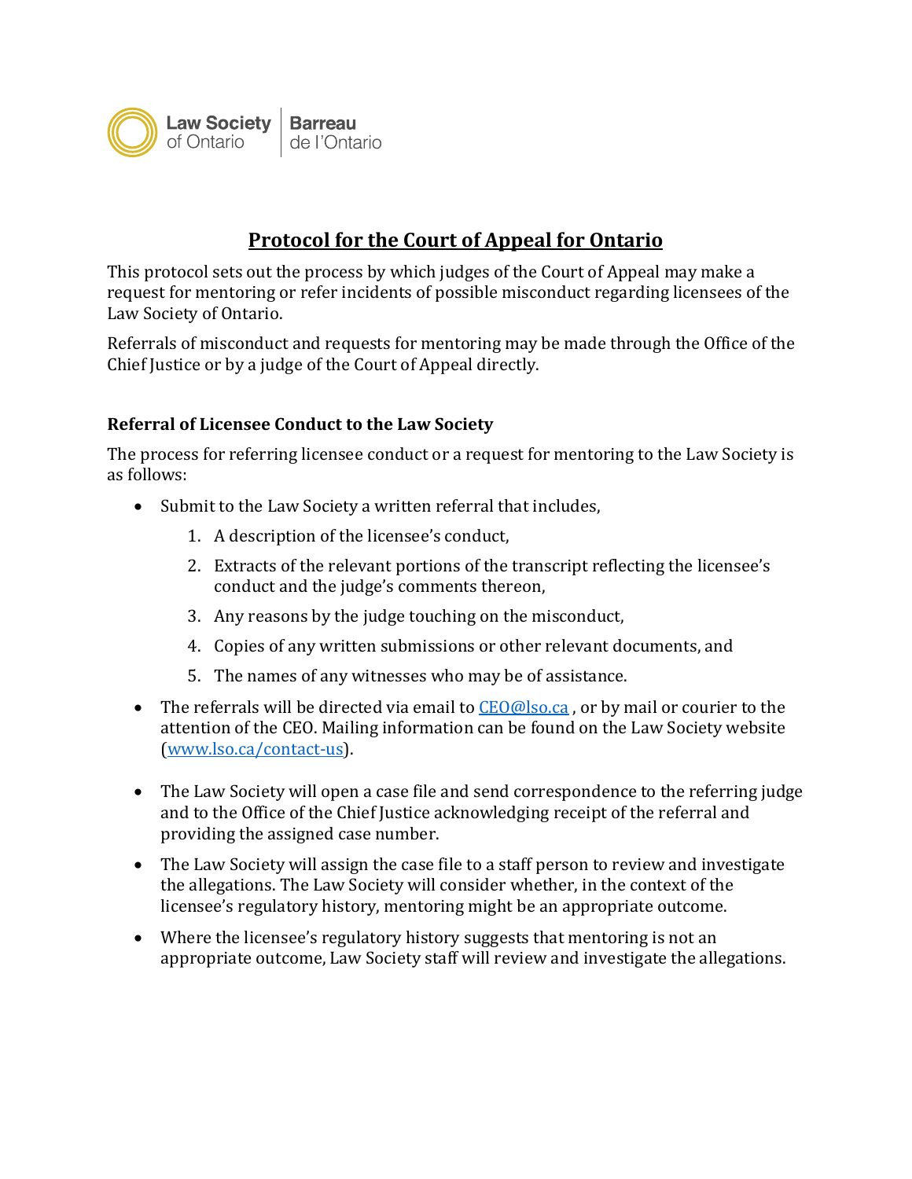Law Society of Ontario | Barreau de l'Ontario

# Protocol for the Court of Appeal for Ontario

This protocol sets out the process by which judges of the Court of Appeal may make a request for mentoring or refer incidents of possible misconduct regarding licensees of the Law Society of Ontario.

Referrals of misconduct and requests for mentoring may be made through the Office of the Chief Justice or by a judge of the Court of Appeal directly.

### Referral of Licensee Conduct to the Law Society

The process for referring licensee conduct or a request for mentoring to the Law Society is as follows:

- Submit to the Law Society a written referral that includes,
  1. A description of the licensee's conduct,
  2. Extracts of the relevant portions of the transcript reflecting the licensee's conduct and the judge's comments thereon,
  3. Any reasons by the judge touching on the misconduct,
  4. Copies of any written submissions or other relevant documents, and
  5. The names of any witnesses who may be of assistance.
- The referrals will be directed via email to CEO@lso.ca , or by mail or courier to the attention of the CEO. Mailing information can be found on the Law Society website (www.lso.ca/contact-us).
- The Law Society will open a case file and send correspondence to the referring judge and to the Office of the Chief Justice acknowledging receipt of the referral and providing the assigned case number.
- The Law Society will assign the case file to a staff person to review and investigate the allegations. The Law Society will consider whether, in the context of the licensee's regulatory history, mentoring might be an appropriate outcome.
- Where the licensee's regulatory history suggests that mentoring is not an appropriate outcome, Law Society staff will review and investigate the allegations.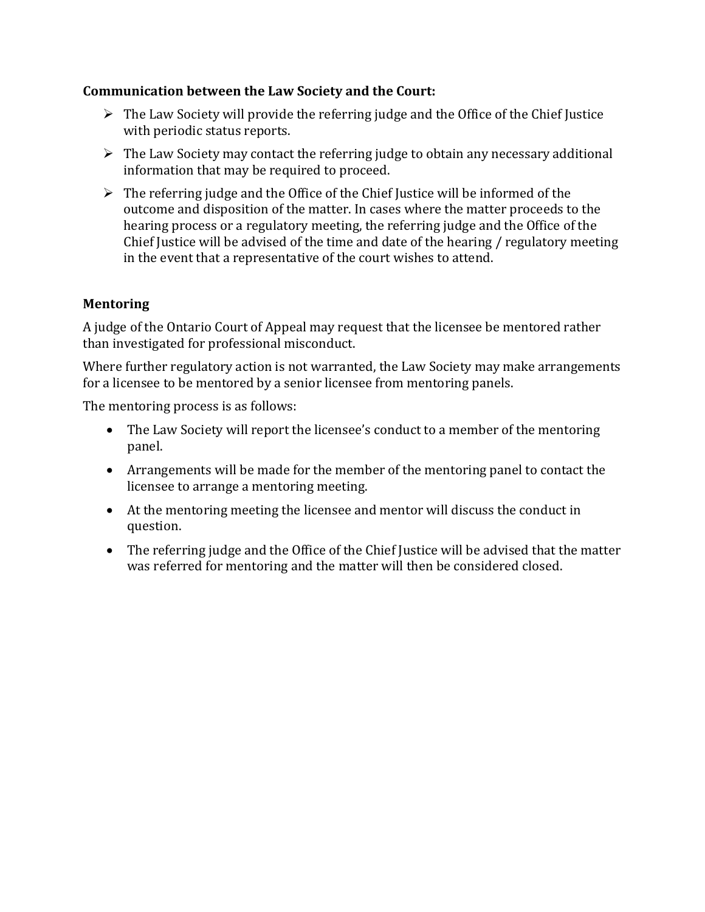**Communication between the Law Society and the Court:**

- The Law Society will provide the referring judge and the Office of the Chief Justice with periodic status reports.
- The Law Society may contact the referring judge to obtain any necessary additional information that may be required to proceed.
- The referring judge and the Office of the Chief Justice will be informed of the outcome and disposition of the matter. In cases where the matter proceeds to the hearing process or a regulatory meeting, the referring judge and the Office of the Chief Justice will be advised of the time and date of the hearing / regulatory meeting in the event that a representative of the court wishes to attend.

**Mentoring**

A judge of the Ontario Court of Appeal may request that the licensee be mentored rather than investigated for professional misconduct.

Where further regulatory action is not warranted, the Law Society may make arrangements for a licensee to be mentored by a senior licensee from mentoring panels.

The mentoring process is as follows:

- The Law Society will report the licensee's conduct to a member of the mentoring panel.
- Arrangements will be made for the member of the mentoring panel to contact the licensee to arrange a mentoring meeting.
- At the mentoring meeting the licensee and mentor will discuss the conduct in question.
- The referring judge and the Office of the Chief Justice will be advised that the matter was referred for mentoring and the matter will then be considered closed.